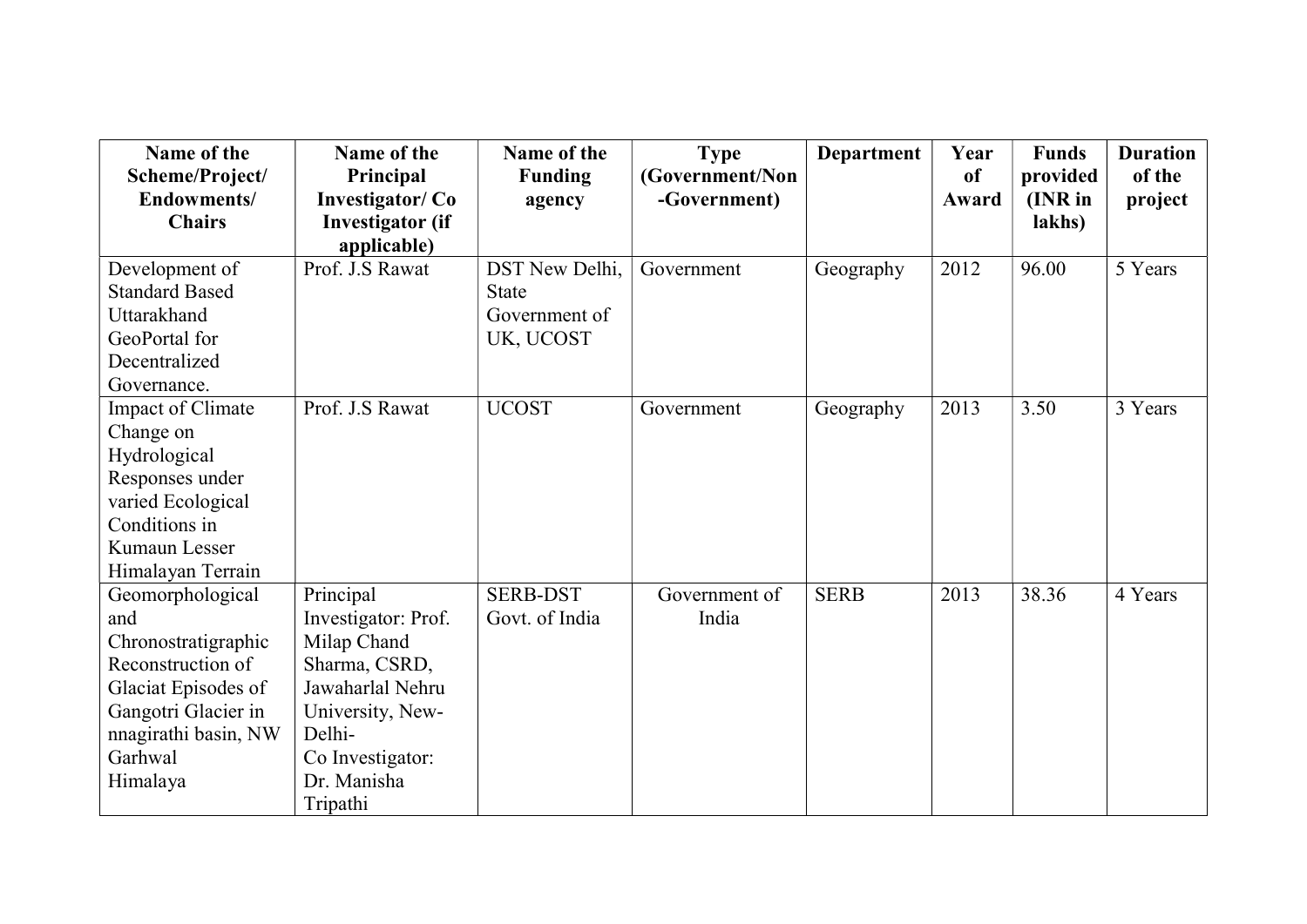| Name of the Scheme/Project/ Endowments/ Chairs | Name of the Principal Investigator/ Co Investigator (if applicable) | Name of the Funding agency | Type (Government/Non -Government) | Department | Year of Award | Funds provided (INR in lakhs) | Duration of the project |
|---|---|---|---|---|---|---|---|
| Development of Standard Based Uttarakhand GeoPortal for Decentralized Governance. | Prof. J.S Rawat | DST New Delhi, State Government of UK, UCOST | Government | Geography | 2012 | 96.00 | 5 Years |
| Impact of Climate Change on Hydrological Responses under varied Ecological Conditions in Kumaun Lesser Himalayan Terrain | Prof. J.S Rawat | UCOST | Government | Geography | 2013 | 3.50 | 3 Years |
| Geomorphological and Chronostratigraphic Reconstruction of Glaciat Episodes of Gangotri Glacier in nnagirathi basin, NW Garhwal Himalaya | Principal Investigator: Prof. Milap Chand Sharma, CSRD, Jawaharlal Nehru University, New-Delhi- Co Investigator: Dr. Manisha Tripathi | SERB-DST Govt. of India | Government of India | SERB | 2013 | 38.36 | 4 Years |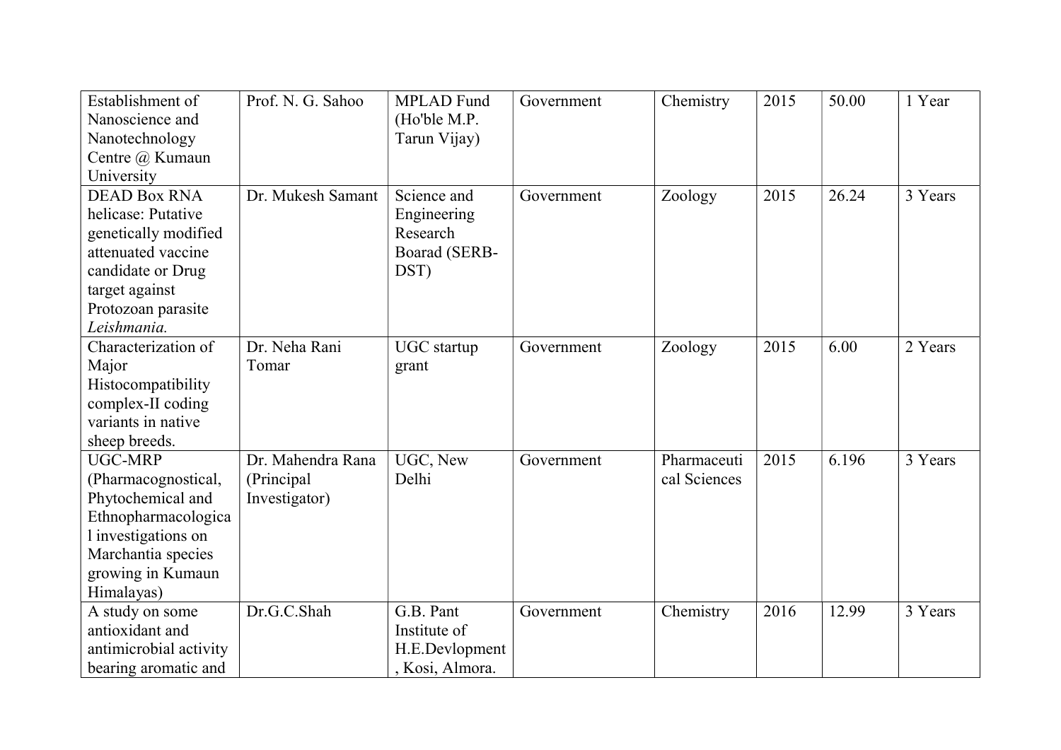| | | | | | | | |
|---|---|---|---|---|---|---|---|
| Establishment of Nanoscience and Nanotechnology Centre @ Kumaun University | Prof. N. G. Sahoo | MPLAD Fund (Ho'ble M.P. Tarun Vijay) | Government | Chemistry | 2015 | 50.00 | 1 Year |
| DEAD Box RNA helicase: Putative genetically modified attenuated vaccine candidate or Drug target against Protozoan parasite *Leishmania.* | Dr. Mukesh Samant | Science and Engineering Research Boarad (SERB-DST) | Government | Zoology | 2015 | 26.24 | 3 Years |
| Characterization of Major Histocompatibility complex-II coding variants in native sheep breeds. | Dr. Neha Rani Tomar | UGC startup grant | Government | Zoology | 2015 | 6.00 | 2 Years |
| UGC-MRP (Pharmacognostical, Phytochemical and Ethnopharmacological investigations on Marchantia species growing in Kumaun Himalayas) | Dr. Mahendra Rana (Principal Investigator) | UGC, New Delhi | Government | Pharmaceutical Sciences | 2015 | 6.196 | 3 Years |
| A study on some antioxidant and antimicrobial activity bearing aromatic and | Dr.G.C.Shah | G.B. Pant Institute of H.E.Devlopment, Kosi, Almora. | Government | Chemistry | 2016 | 12.99 | 3 Years |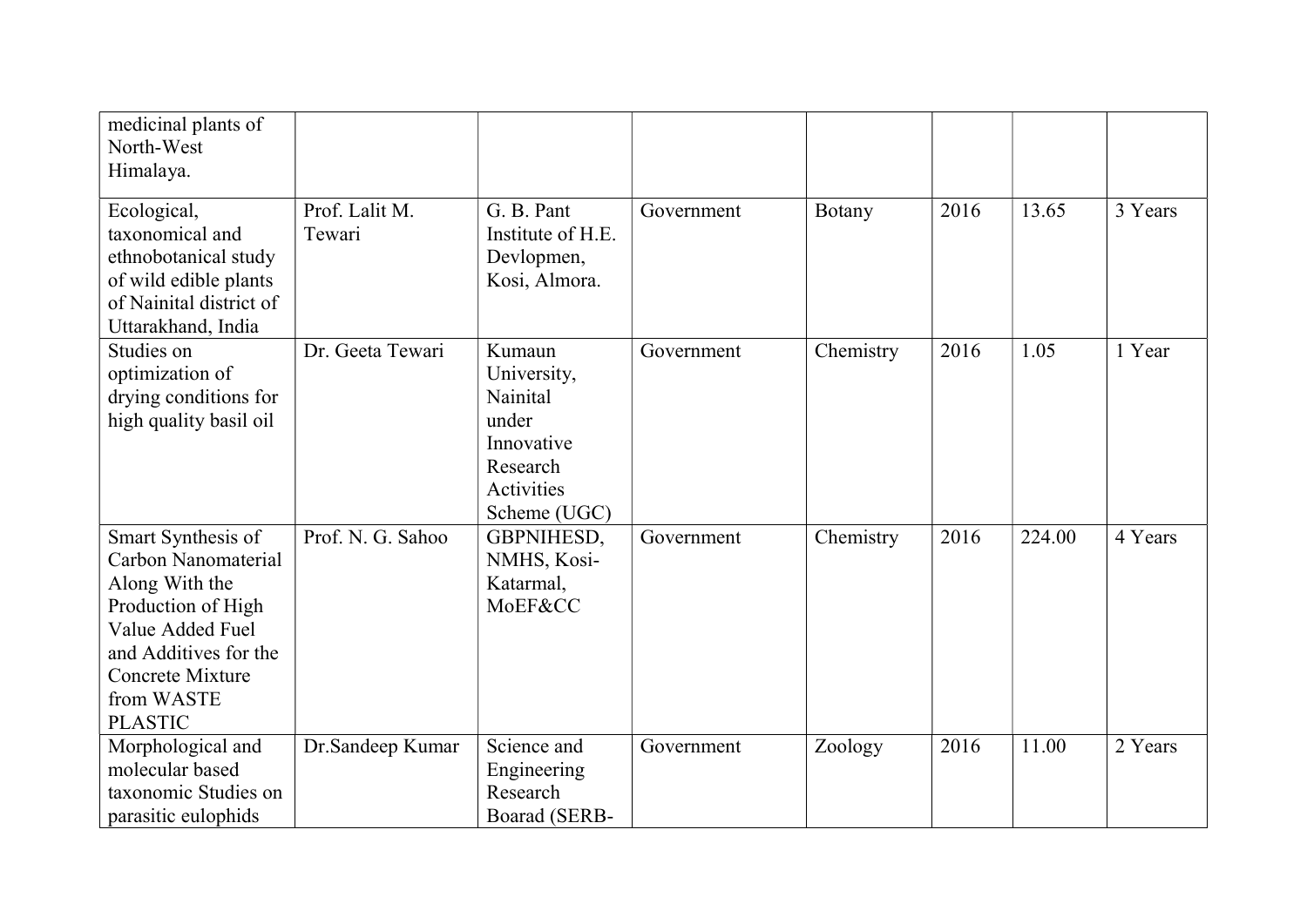| | | | | | | | |
|---|---|---|---|---|---|---|---|
| medicinal plants of North-West Himalaya. | | | | | | | |
| Ecological, taxonomical and ethnobotanical study of wild edible plants of Nainital district of Uttarakhand, India | Prof. Lalit M. Tewari | G. B. Pant Institute of H.E. Devlopmen, Kosi, Almora. | Government | Botany | 2016 | 13.65 | 3 Years |
| Studies on optimization of drying conditions for high quality basil oil | Dr. Geeta Tewari | Kumaun University, Nainital under Innovative Research Activities Scheme (UGC) | Government | Chemistry | 2016 | 1.05 | 1 Year |
| Smart Synthesis of Carbon Nanomaterial Along With the Production of High Value Added Fuel and Additives for the Concrete Mixture from WASTE PLASTIC | Prof. N. G. Sahoo | GBPNIHESD, NMHS, Kosi-Katarmal, MoEF&CC | Government | Chemistry | 2016 | 224.00 | 4 Years |
| Morphological and molecular based taxonomic Studies on parasitic eulophids | Dr.Sandeep Kumar | Science and Engineering Research Boarad (SERB- | Government | Zoology | 2016 | 11.00 | 2 Years |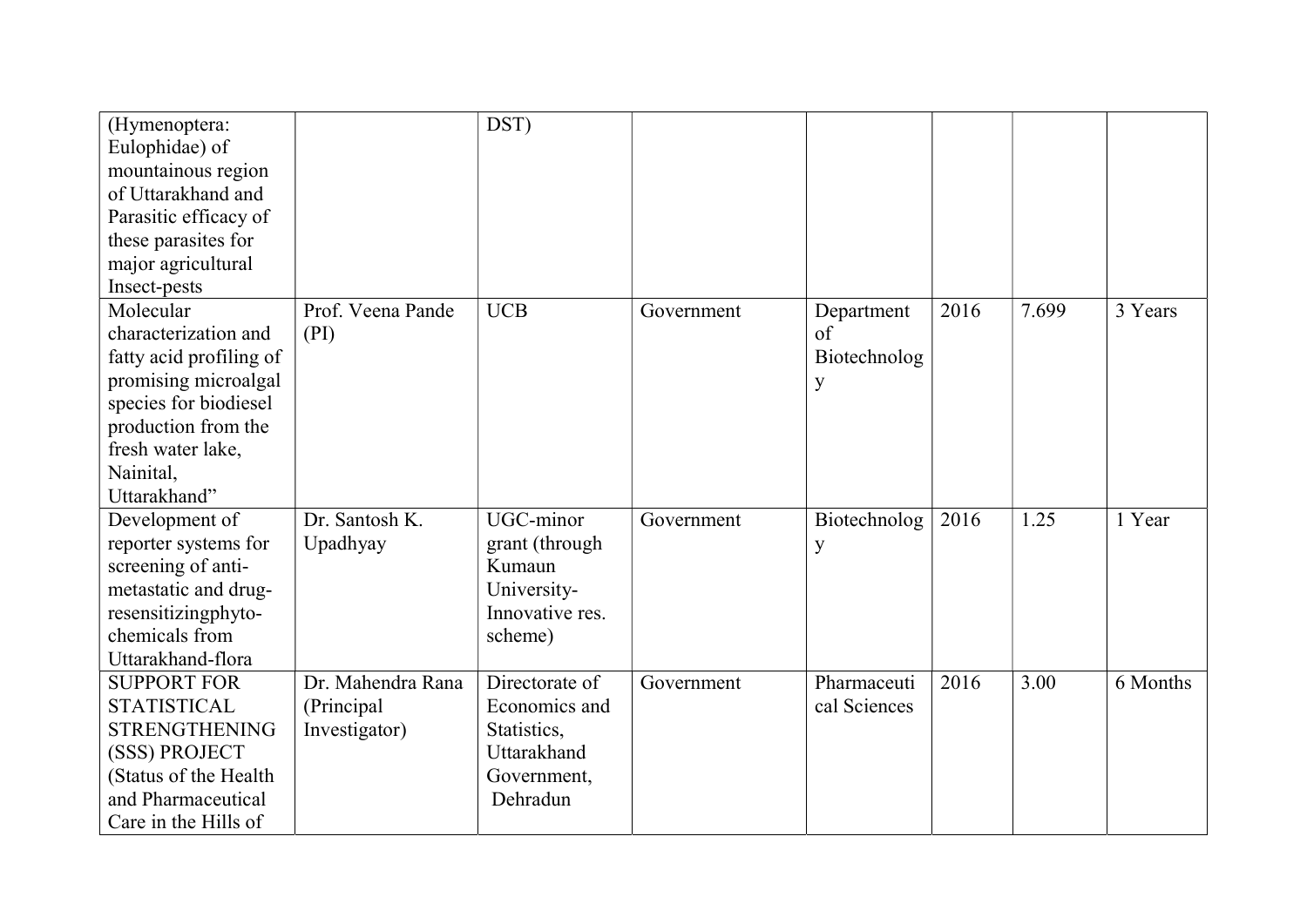| | | | | | | | |
|---|---|---|---|---|---|---|---|
| (Hymenoptera: Eulophidae) of mountainous region of Uttarakhand and Parasitic efficacy of these parasites for major agricultural Insect-pests | | DST) | | | | | |
| Molecular characterization and fatty acid profiling of promising microalgal species for biodiesel production from the fresh water lake, Nainital, Uttarakhand" | Prof. Veena Pande (PI) | UCB | Government | Department of Biotechnology | 2016 | 7.699 | 3 Years |
| Development of reporter systems for screening of anti-metastatic and drug-resensitizingphyto-chemicals from Uttarakhand-flora | Dr. Santosh K. Upadhyay | UGC-minor grant (through Kumaun University-Innovative res. scheme) | Government | Biotechnology | 2016 | 1.25 | 1 Year |
| SUPPORT FOR STATISTICAL STRENGTHENING (SSS) PROJECT (Status of the Health and Pharmaceutical Care in the Hills of | Dr. Mahendra Rana (Principal Investigator) | Directorate of Economics and Statistics, Uttarakhand Government, Dehradun | Government | Pharmaceutical Sciences | 2016 | 3.00 | 6 Months |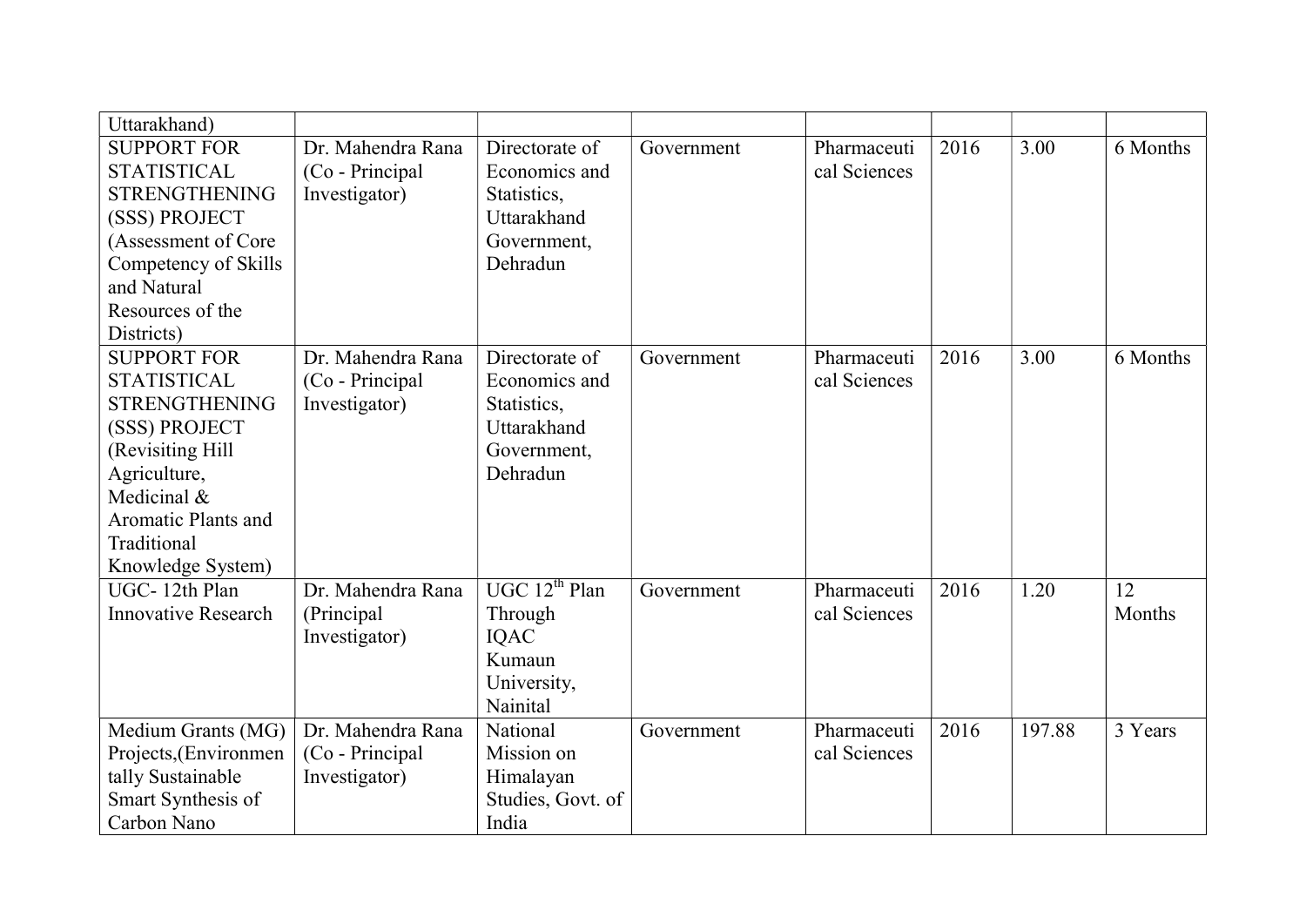| | | | | | | | |
|---|---|---|---|---|---|---|---|
| Uttarakhand) | | | | | | | |
| SUPPORT FOR STATISTICAL STRENGTHENING (SSS) PROJECT (Assessment of Core Competency of Skills and Natural Resources of the Districts) | Dr. Mahendra Rana (Co - Principal Investigator) | Directorate of Economics and Statistics, Uttarakhand Government, Dehradun | Government | Pharmaceutical Sciences | 2016 | 3.00 | 6 Months |
| SUPPORT FOR STATISTICAL STRENGTHENING (SSS) PROJECT (Revisiting Hill Agriculture, Medicinal & Aromatic Plants and Traditional Knowledge System) | Dr. Mahendra Rana (Co - Principal Investigator) | Directorate of Economics and Statistics, Uttarakhand Government, Dehradun | Government | Pharmaceutical Sciences | 2016 | 3.00 | 6 Months |
| UGC- 12th Plan Innovative Research | Dr. Mahendra Rana (Principal Investigator) | UGC 12th Plan Through IQAC Kumaun University, Nainital | Government | Pharmaceutical Sciences | 2016 | 1.20 | 12 Months |
| Medium Grants (MG) Projects,(Environmentally Sustainable Smart Synthesis of Carbon Nano | Dr. Mahendra Rana (Co - Principal Investigator) | National Mission on Himalayan Studies, Govt. of India | Government | Pharmaceutical Sciences | 2016 | 197.88 | 3 Years |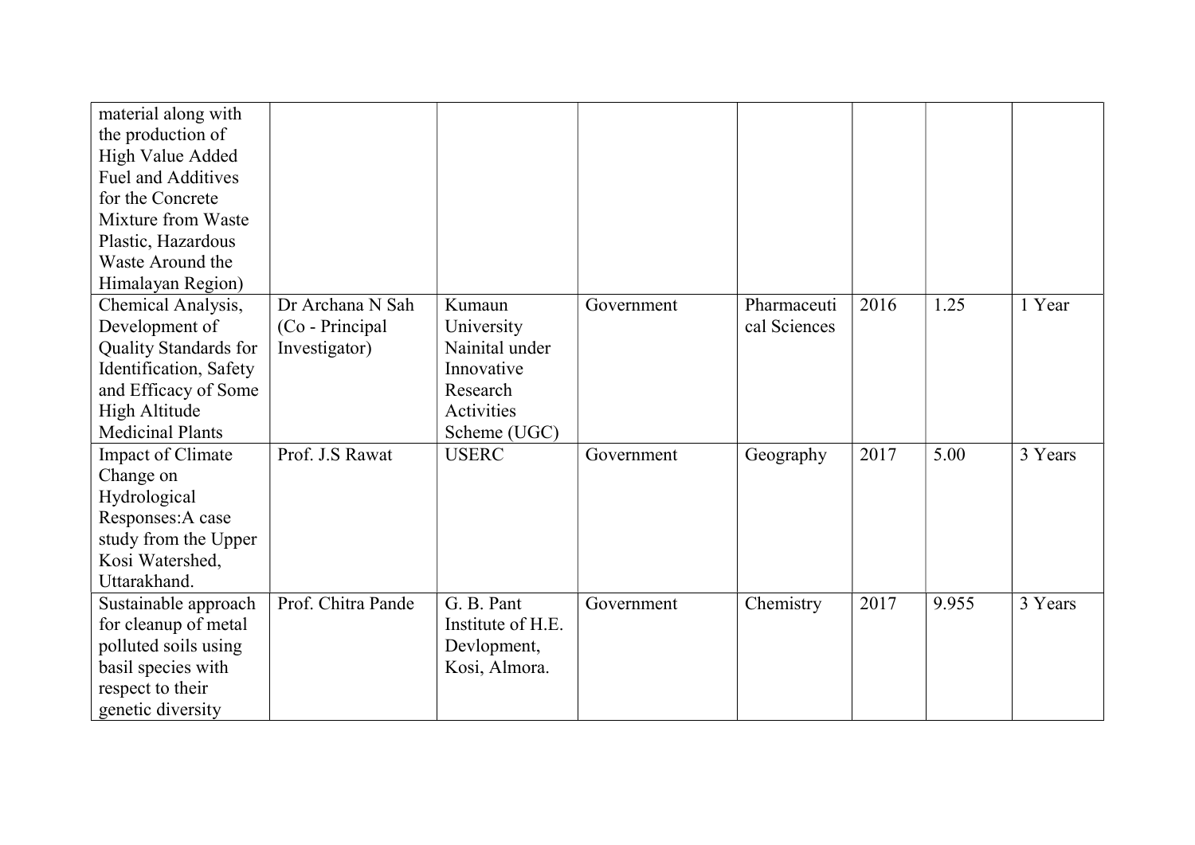| | | | | | | | |
|---|---|---|---|---|---|---|---|
| material along with the production of High Value Added Fuel and Additives for the Concrete Mixture from Waste Plastic, Hazardous Waste Around the Himalayan Region) | | | | | | | |
| Chemical Analysis, Development of Quality Standards for Identification, Safety and Efficacy of Some High Altitude Medicinal Plants | Dr Archana N Sah (Co - Principal Investigator) | Kumaun University Nainital under Innovative Research Activities Scheme (UGC) | Government | Pharmaceutical Sciences | 2016 | 1.25 | 1 Year |
| Impact of Climate Change on Hydrological Responses:A case study from the Upper Kosi Watershed, Uttarakhand. | Prof. J.S Rawat | USERC | Government | Geography | 2017 | 5.00 | 3 Years |
| Sustainable approach for cleanup of metal polluted soils using basil species with respect to their genetic diversity | Prof. Chitra Pande | G. B. Pant Institute of H.E. Devlopment, Kosi, Almora. | Government | Chemistry | 2017 | 9.955 | 3 Years |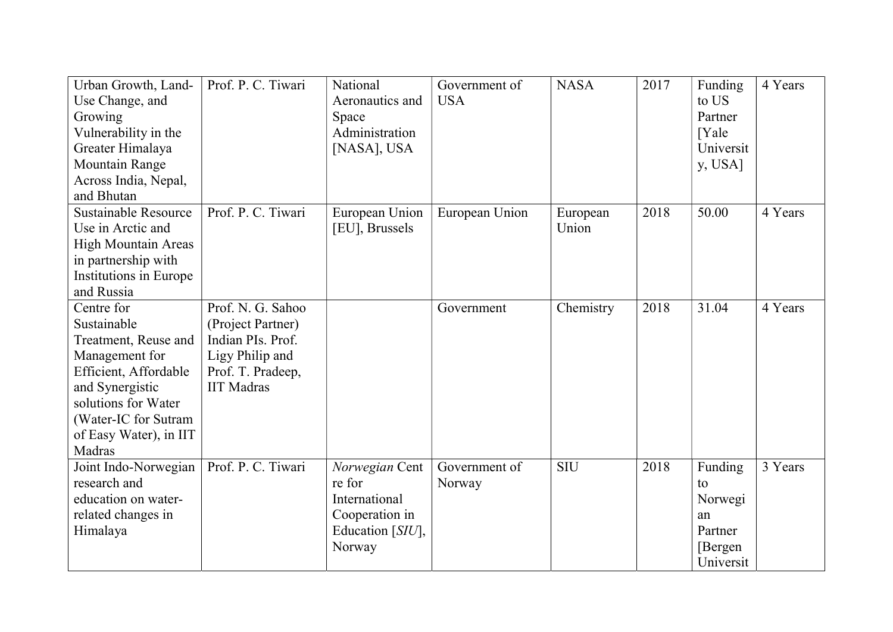| Urban Growth, Land-Use Change, and Growing Vulnerability in the Greater Himalaya Mountain Range Across India, Nepal, and Bhutan | Prof. P. C. Tiwari | National Aeronautics and Space Administration [NASA], USA | Government of USA | NASA | 2017 | Funding to US Partner [Yale University, USA] | 4 Years |
|---|---|---|---|---|---|---|---|
| Sustainable Resource Use in Arctic and High Mountain Areas in partnership with Institutions in Europe and Russia | Prof. P. C. Tiwari | European Union [EU], Brussels | European Union | European Union | 2018 | 50.00 | 4 Years |
| Centre for Sustainable Treatment, Reuse and Management for Efficient, Affordable and Synergistic solutions for Water (Water-IC for Sutram of Easy Water), in IIT Madras | Prof. N. G. Sahoo (Project Partner) Indian PIs. Prof. Ligy Philip and Prof. T. Pradeep, IIT Madras | | Government | Chemistry | 2018 | 31.04 | 4 Years |
| Joint Indo-Norwegian research and education on water-related changes in Himalaya | Prof. P. C. Tiwari | *Norwegian* Centre for International Cooperation in Education [*SIU*], Norway | Government of Norway | SIU | 2018 | Funding to Norwegian Partner [Bergen Universit | 3 Years |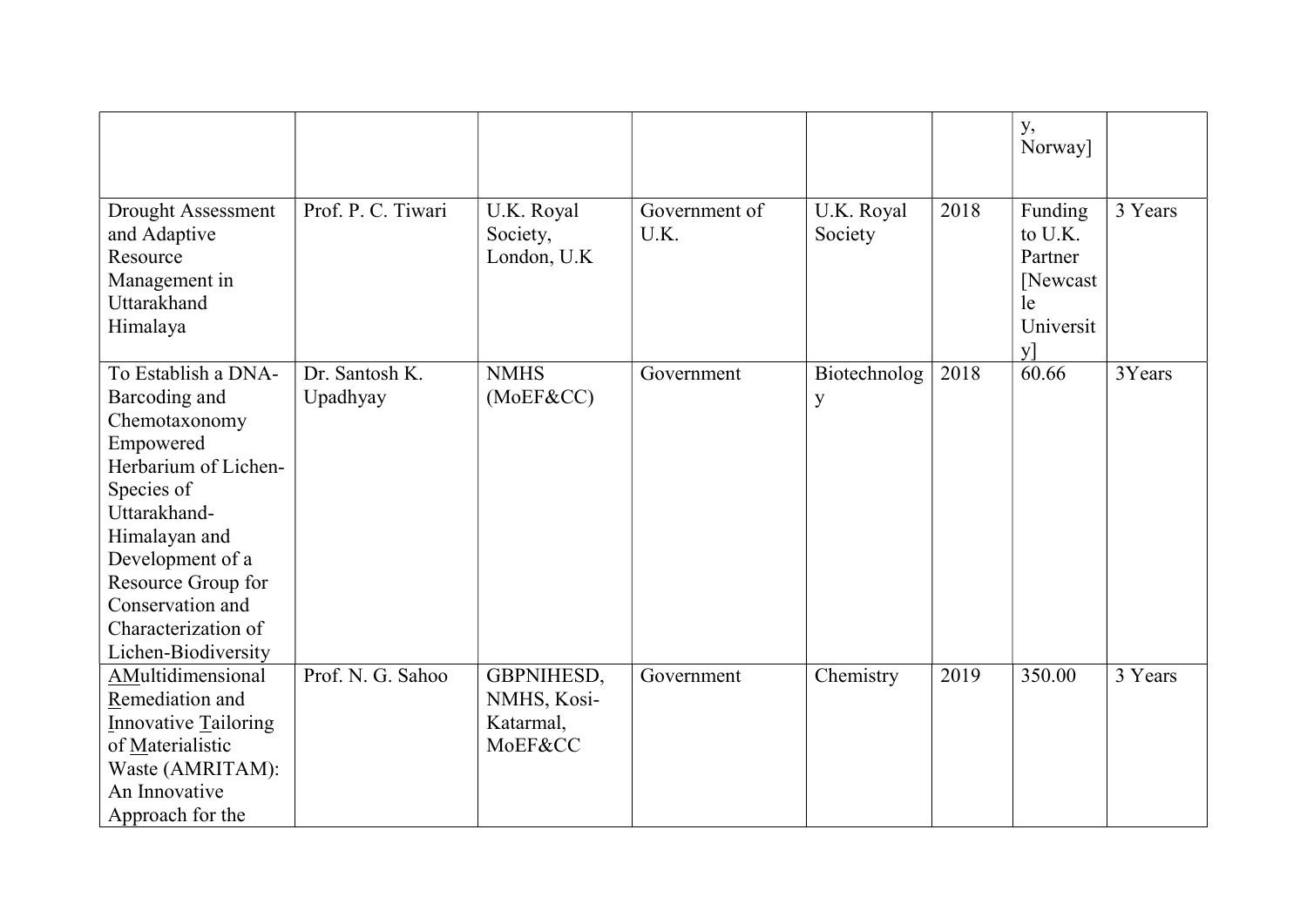|  |  |  |  |  |  |  |  |
|---|---|---|---|---|---|---|---|
|  |  |  |  |  |  | y, Norway] |  |
| Drought Assessment and Adaptive Resource Management in Uttarakhand Himalaya | Prof. P. C. Tiwari | U.K. Royal Society, London, U.K | Government of U.K. | U.K. Royal Society | 2018 | Funding to U.K. Partner [Newcastle University] | 3 Years |
| To Establish a DNA-Barcoding and Chemotaxonomy Empowered Herbarium of Lichen-Species of Uttarakhand-Himalayan and Development of a Resource Group for Conservation and Characterization of Lichen-Biodiversity | Dr. Santosh K. Upadhyay | NMHS (MoEF&CC) | Government | Biotechnology | 2018 | 60.66 | 3Years |
| AMultidimensional Remediation and Innovative Tailoring of Materialistic Waste (AMRITAM): An Innovative Approach for the | Prof. N. G. Sahoo | GBPNIHESD, NMHS, Kosi-Katarmal, MoEF&CC | Government | Chemistry | 2019 | 350.00 | 3 Years |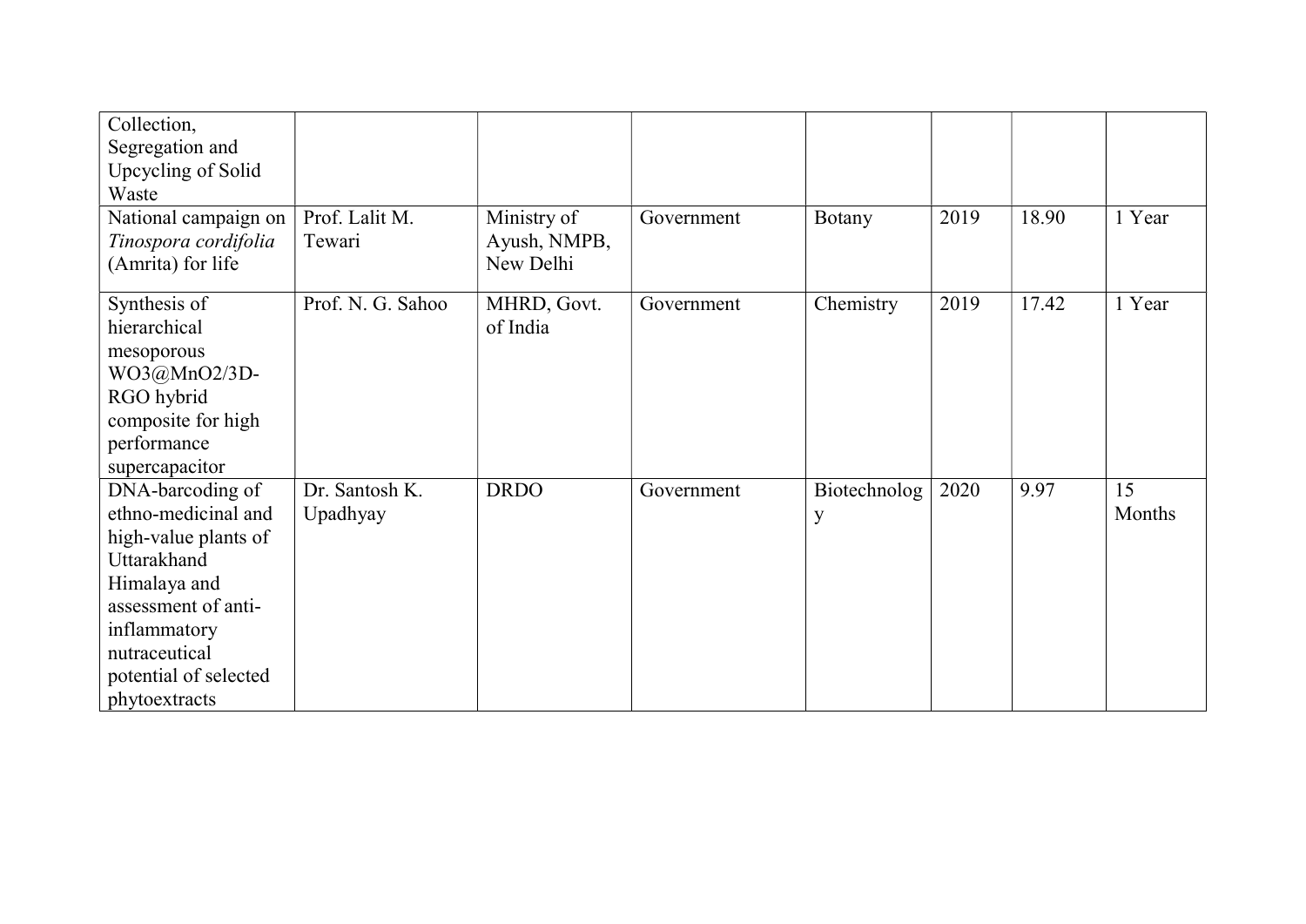| | | | | | | | |
|---|---|---|---|---|---|---|---|
| Collection, Segregation and Upcycling of Solid Waste | | | | | | | |
| National campaign on *Tinospora cordifolia* (Amrita) for life | Prof. Lalit M. Tewari | Ministry of Ayush, NMPB, New Delhi | Government | Botany | 2019 | 18.90 | 1 Year |
| Synthesis of hierarchical mesoporous WO3@MnO2/3D-RGO hybrid composite for high performance supercapacitor | Prof. N. G. Sahoo | MHRD, Govt. of India | Government | Chemistry | 2019 | 17.42 | 1 Year |
| DNA-barcoding of ethno-medicinal and high-value plants of Uttarakhand Himalaya and assessment of anti-inflammatory nutraceutical potential of selected phytoextracts | Dr. Santosh K. Upadhyay | DRDO | Government | Biotechnology | 2020 | 9.97 | 15 Months |